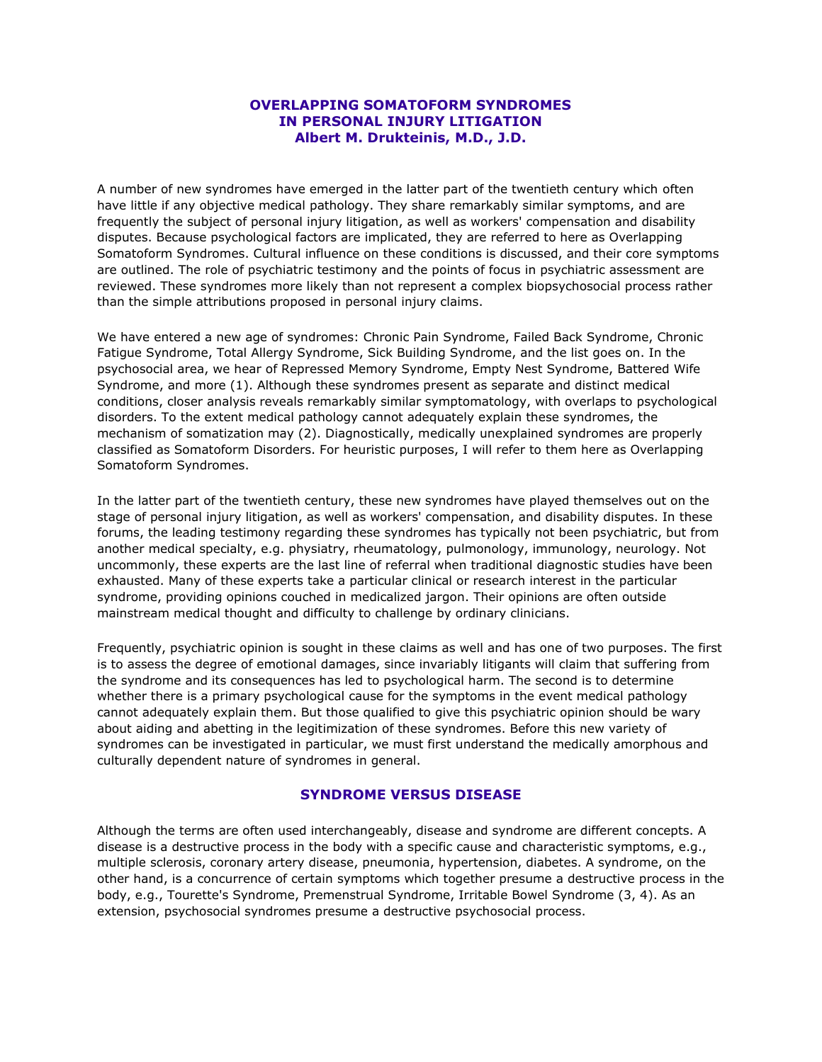# OVERLAPPING SOMATOFORM SYNDROMES IN PERSONAL INJURY LITIGATION

**Albert M. Drukteinis, M.D., J.D.**

A number of new syndromes have emerged in the latter part of the twentieth century which often have little if any objective medical pathology. They share remarkably similar symptoms, and are frequently the subject of personal injury litigation, as well as workers' compensation and disability disputes. Because psychological factors are implicated, they are referred to here as Overlapping Somatoform Syndromes. Cultural influence on these conditions is discussed, and their core symptoms are outlined. The role of psychiatric testimony and the points of focus in psychiatric assessment are reviewed. These syndromes more likely than not represent a complex biopsychosocial process rather than the simple attributions proposed in personal injury claims.

We have entered a new age of syndromes: Chronic Pain Syndrome, Failed Back Syndrome, Chronic Fatigue Syndrome, Total Allergy Syndrome, Sick Building Syndrome, and the list goes on. In the psychosocial area, we hear of Repressed Memory Syndrome, Empty Nest Syndrome, Battered Wife Syndrome, and more (1). Although these syndromes present as separate and distinct medical conditions, closer analysis reveals remarkably similar symptomatology, with overlaps to psychological disorders. To the extent medical pathology cannot adequately explain these syndromes, the mechanism of somatization may (2). Diagnostically, medically unexplained syndromes are properly classified as Somatoform Disorders. For heuristic purposes, I will refer to them here as Overlapping Somatoform Syndromes.

In the latter part of the twentieth century, these new syndromes have played themselves out on the stage of personal injury litigation, as well as workers' compensation, and disability disputes. In these forums, the leading testimony regarding these syndromes has typically not been psychiatric, but from another medical specialty, e.g. physiatry, rheumatology, pulmonology, immunology, neurology. Not uncommonly, these experts are the last line of referral when traditional diagnostic studies have been exhausted. Many of these experts take a particular clinical or research interest in the particular syndrome, providing opinions couched in medicalized jargon. Their opinions are often outside mainstream medical thought and difficulty to challenge by ordinary clinicians.

Frequently, psychiatric opinion is sought in these claims as well and has one of two purposes. The first is to assess the degree of emotional damages, since invariably litigants will claim that suffering from the syndrome and its consequences has led to psychological harm. The second is to determine whether there is a primary psychological cause for the symptoms in the event medical pathology cannot adequately explain them. But those qualified to give this psychiatric opinion should be wary about aiding and abetting in the legitimization of these syndromes. Before this new variety of syndromes can be investigated in particular, we must first understand the medically amorphous and culturally dependent nature of syndromes in general.

## SYNDROME VERSUS DISEASE

Although the terms are often used interchangeably, disease and syndrome are different concepts. A disease is a destructive process in the body with a specific cause and characteristic symptoms, e.g., multiple sclerosis, coronary artery disease, pneumonia, hypertension, diabetes. A syndrome, on the other hand, is a concurrence of certain symptoms which together presume a destructive process in the body, e.g., Tourette's Syndrome, Premenstrual Syndrome, Irritable Bowel Syndrome (3, 4). As an extension, psychosocial syndromes presume a destructive psychosocial process.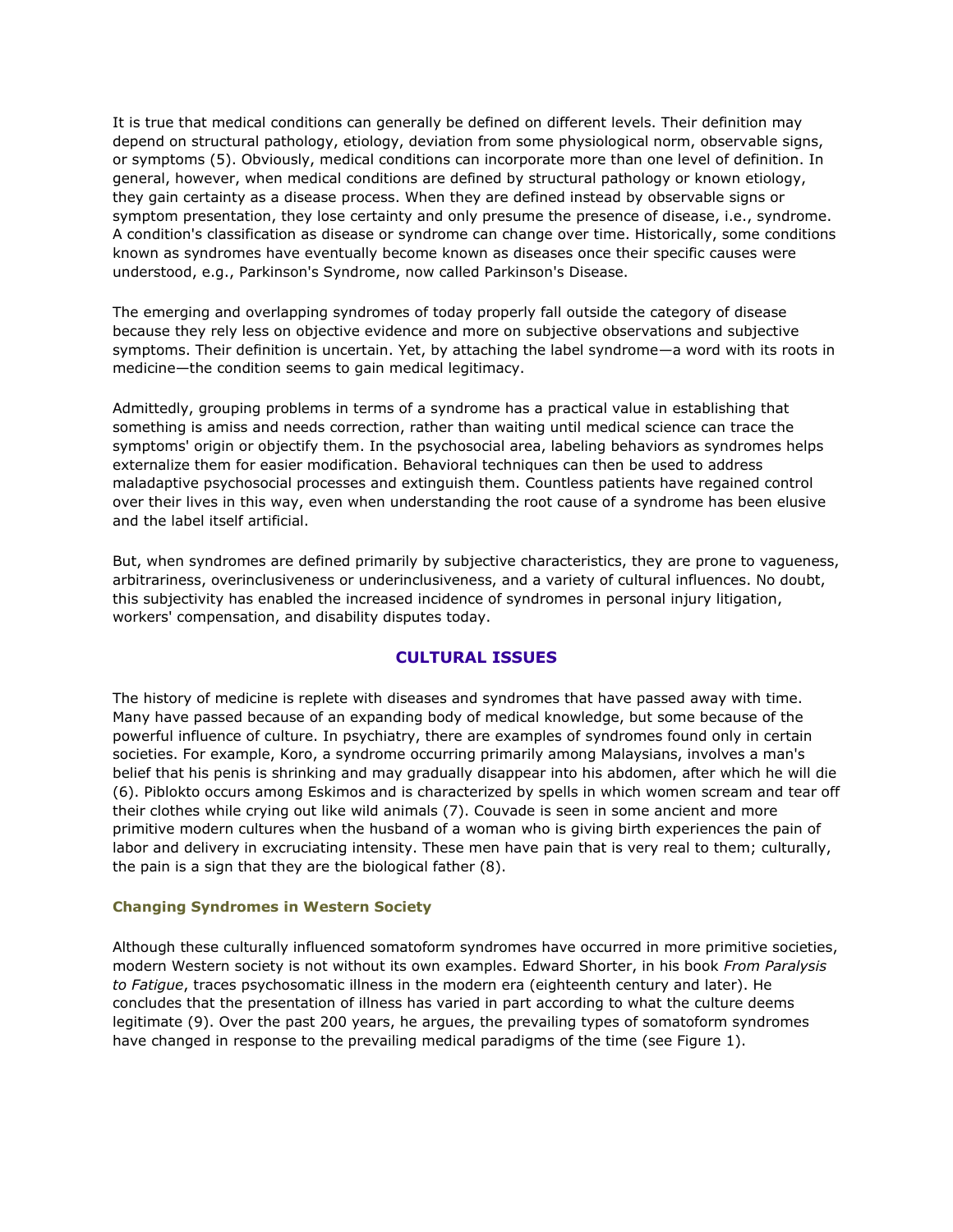It is true that medical conditions can generally be defined on different levels. Their definition may depend on structural pathology, etiology, deviation from some physiological norm, observable signs, or symptoms (5). Obviously, medical conditions can incorporate more than one level of definition. In general, however, when medical conditions are defined by structural pathology or known etiology, they gain certainty as a disease process. When they are defined instead by observable signs or symptom presentation, they lose certainty and only presume the presence of disease, i.e., syndrome. A condition's classification as disease or syndrome can change over time. Historically, some conditions known as syndromes have eventually become known as diseases once their specific causes were understood, e.g., Parkinson's Syndrome, now called Parkinson's Disease.

The emerging and overlapping syndromes of today properly fall outside the category of disease because they rely less on objective evidence and more on subjective observations and subjective symptoms. Their definition is uncertain. Yet, by attaching the label syndrome—a word with its roots in medicine—the condition seems to gain medical legitimacy.

Admittedly, grouping problems in terms of a syndrome has a practical value in establishing that something is amiss and needs correction, rather than waiting until medical science can trace the symptoms' origin or objectify them. In the psychosocial area, labeling behaviors as syndromes helps externalize them for easier modification. Behavioral techniques can then be used to address maladaptive psychosocial processes and extinguish them. Countless patients have regained control over their lives in this way, even when understanding the root cause of a syndrome has been elusive and the label itself artificial.

But, when syndromes are defined primarily by subjective characteristics, they are prone to vagueness, arbitrariness, overinclusiveness or underinclusiveness, and a variety of cultural influences. No doubt, this subjectivity has enabled the increased incidence of syndromes in personal injury litigation, workers' compensation, and disability disputes today.

## CULTURAL ISSUES

The history of medicine is replete with diseases and syndromes that have passed away with time. Many have passed because of an expanding body of medical knowledge, but some because of the powerful influence of culture. In psychiatry, there are examples of syndromes found only in certain societies. For example, Koro, a syndrome occurring primarily among Malaysians, involves a man's belief that his penis is shrinking and may gradually disappear into his abdomen, after which he will die (6). Piblokto occurs among Eskimos and is characterized by spells in which women scream and tear off their clothes while crying out like wild animals (7). Couvade is seen in some ancient and more primitive modern cultures when the husband of a woman who is giving birth experiences the pain of labor and delivery in excruciating intensity. These men have pain that is very real to them; culturally, the pain is a sign that they are the biological father (8).

### Changing Syndromes in Western Society

Although these culturally influenced somatoform syndromes have occurred in more primitive societies, modern Western society is not without its own examples. Edward Shorter, in his book *From Paralysis to Fatigue*, traces psychosomatic illness in the modern era (eighteenth century and later). He concludes that the presentation of illness has varied in part according to what the culture deems legitimate (9). Over the past 200 years, he argues, the prevailing types of somatoform syndromes have changed in response to the prevailing medical paradigms of the time (see Figure 1).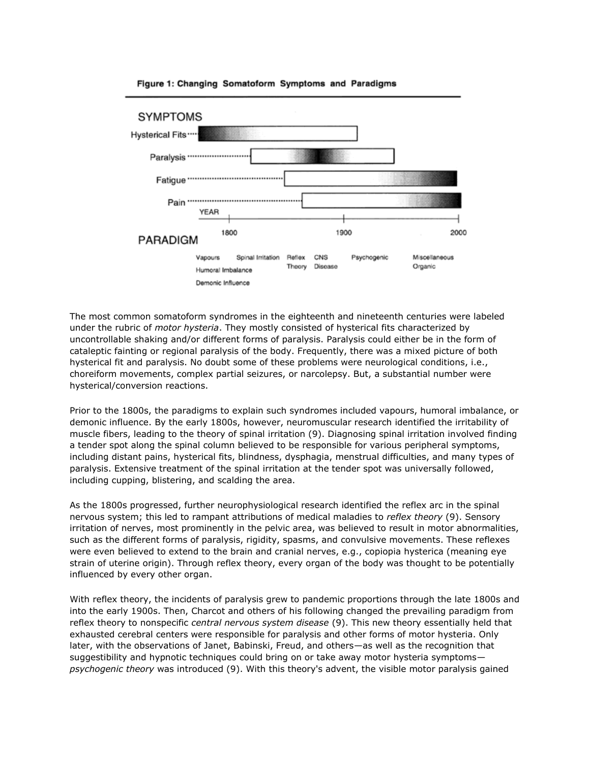**Figure 1: Changing Somatoform Symptoms and Paradigms**

The most common somatoform syndromes in the eighteenth and nineteenth centuries were labeled under the rubric of *motor hysteria*. They mostly consisted of hysterical fits characterized by uncontrollable shaking and/or different forms of paralysis. Paralysis could either be in the form of cataleptic fainting or regional paralysis of the body. Frequently, there was a mixed picture of both hysterical fit and paralysis. No doubt some of these problems were neurological conditions, i.e., choreiform movements, complex partial seizures, or narcolepsy. But, a substantial number were hysterical/conversion reactions.

Prior to the 1800s, the paradigms to explain such syndromes included vapours, humoral imbalance, or demonic influence. By the early 1800s, however, neuromuscular research identified the irritability of muscle fibers, leading to the theory of spinal irritation (9). Diagnosing spinal irritation involved finding a tender spot along the spinal column believed to be responsible for various peripheral symptoms, including distant pains, hysterical fits, blindness, dysphagia, menstrual difficulties, and many types of paralysis. Extensive treatment of the spinal irritation at the tender spot was universally followed, including cupping, blistering, and scalding the area.

As the 1800s progressed, further neurophysiological research identified the reflex arc in the spinal nervous system; this led to rampant attributions of medical maladies to *reflex theory* (9). Sensory irritation of nerves, most prominently in the pelvic area, was believed to result in motor abnormalities, such as the different forms of paralysis, rigidity, spasms, and convulsive movements. These reflexes were even believed to extend to the brain and cranial nerves, e.g., copiopia hysterica (meaning eye strain of uterine origin). Through reflex theory, every organ of the body was thought to be potentially influenced by every other organ.

With reflex theory, the incidents of paralysis grew to pandemic proportions through the late 1800s and into the early 1900s. Then, Charcot and others of his following changed the prevailing paradigm from reflex theory to nonspecific *central nervous system disease* (9). This new theory essentially held that exhausted cerebral centers were responsible for paralysis and other forms of motor hysteria. Only later, with the observations of Janet, Babinski, Freud, and others—as well as the recognition that suggestibility and hypnotic techniques could bring on or take away motor hysteria symptoms—*psychogenic theory* was introduced (9). With this theory's advent, the visible motor paralysis gained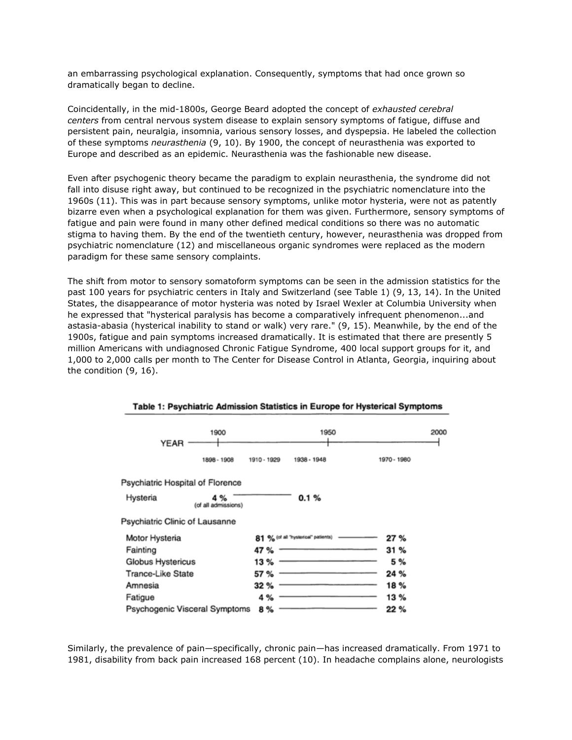an embarrassing psychological explanation. Consequently, symptoms that had once grown so dramatically began to decline.

Coincidentally, in the mid-1800s, George Beard adopted the concept of *exhausted cerebral centers* from central nervous system disease to explain sensory symptoms of fatigue, diffuse and persistent pain, neuralgia, insomnia, various sensory losses, and dyspepsia. He labeled the collection of these symptoms *neurasthenia* (9, 10). By 1900, the concept of neurasthenia was exported to Europe and described as an epidemic. Neurasthenia was the fashionable new disease.

Even after psychogenic theory became the paradigm to explain neurasthenia, the syndrome did not fall into disuse right away, but continued to be recognized in the psychiatric nomenclature into the 1960s (11). This was in part because sensory symptoms, unlike motor hysteria, were not as patently bizarre even when a psychological explanation for them was given. Furthermore, sensory symptoms of fatigue and pain were found in many other defined medical conditions so there was no automatic stigma to having them. By the end of the twentieth century, however, neurasthenia was dropped from psychiatric nomenclature (12) and miscellaneous organic syndromes were replaced as the modern paradigm for these same sensory complaints.

The shift from motor to sensory somatoform symptoms can be seen in the admission statistics for the past 100 years for psychiatric centers in Italy and Switzerland (see Table 1) (9, 13, 14). In the United States, the disappearance of motor hysteria was noted by Israel Wexler at Columbia University when he expressed that "hysterical paralysis has become a comparatively infrequent phenomenon...and astasia-abasia (hysterical inability to stand or walk) very rare." (9, 15). Meanwhile, by the end of the 1900s, fatigue and pain symptoms increased dramatically. It is estimated that there are presently 5 million Americans with undiagnosed Chronic Fatigue Syndrome, 400 local support groups for it, and 1,000 to 2,000 calls per month to The Center for Disease Control in Atlanta, Georgia, inquiring about the condition (9, 16).

**Table 1: Psychiatric Admission Statistics in Europe for Hysterical Symptoms**

| | 1898 - 1908 | 1910 - 1929 | 1938 - 1948 | 1970 - 1980 |
|---|---|---|---|---|
| **Psychiatric Hospital of Florence** | | | | |
| Hysteria | 4 % (of all admissions) | | 0.1 % | |
| **Psychiatric Clinic of Lausanne** | | | | |
| Motor Hysteria | | 81 % (of all "hysterical" patients) | | 27 % |
| Fainting | | 47 % | | 31 % |
| Globus Hystericus | | 13 % | | 5 % |
| Trance-Like State | | 57 % | | 24 % |
| Amnesia | | 32 % | | 18 % |
| Fatigue | | 4 % | | 13 % |
| Psychogenic Visceral Symptoms | | 8 % | | 22 % |

Similarly, the prevalence of pain—specifically, chronic pain—has increased dramatically. From 1971 to 1981, disability from back pain increased 168 percent (10). In headache complains alone, neurologists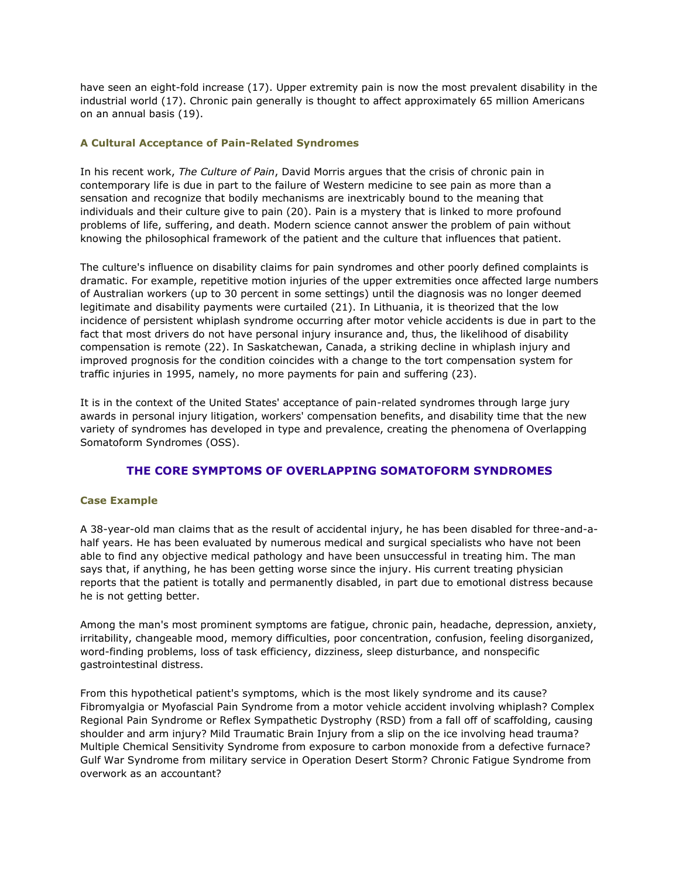have seen an eight-fold increase (17). Upper extremity pain is now the most prevalent disability in the industrial world (17). Chronic pain generally is thought to affect approximately 65 million Americans on an annual basis (19).

### A Cultural Acceptance of Pain-Related Syndromes

In his recent work, *The Culture of Pain*, David Morris argues that the crisis of chronic pain in contemporary life is due in part to the failure of Western medicine to see pain as more than a sensation and recognize that bodily mechanisms are inextricably bound to the meaning that individuals and their culture give to pain (20). Pain is a mystery that is linked to more profound problems of life, suffering, and death. Modern science cannot answer the problem of pain without knowing the philosophical framework of the patient and the culture that influences that patient.

The culture's influence on disability claims for pain syndromes and other poorly defined complaints is dramatic. For example, repetitive motion injuries of the upper extremities once affected large numbers of Australian workers (up to 30 percent in some settings) until the diagnosis was no longer deemed legitimate and disability payments were curtailed (21). In Lithuania, it is theorized that the low incidence of persistent whiplash syndrome occurring after motor vehicle accidents is due in part to the fact that most drivers do not have personal injury insurance and, thus, the likelihood of disability compensation is remote (22). In Saskatchewan, Canada, a striking decline in whiplash injury and improved prognosis for the condition coincides with a change to the tort compensation system for traffic injuries in 1995, namely, no more payments for pain and suffering (23).

It is in the context of the United States' acceptance of pain-related syndromes through large jury awards in personal injury litigation, workers' compensation benefits, and disability time that the new variety of syndromes has developed in type and prevalence, creating the phenomena of Overlapping Somatoform Syndromes (OSS).

## THE CORE SYMPTOMS OF OVERLAPPING SOMATOFORM SYNDROMES

### Case Example

A 38-year-old man claims that as the result of accidental injury, he has been disabled for three-and-a-half years. He has been evaluated by numerous medical and surgical specialists who have not been able to find any objective medical pathology and have been unsuccessful in treating him. The man says that, if anything, he has been getting worse since the injury. His current treating physician reports that the patient is totally and permanently disabled, in part due to emotional distress because he is not getting better.

Among the man's most prominent symptoms are fatigue, chronic pain, headache, depression, anxiety, irritability, changeable mood, memory difficulties, poor concentration, confusion, feeling disorganized, word-finding problems, loss of task efficiency, dizziness, sleep disturbance, and nonspecific gastrointestinal distress.

From this hypothetical patient's symptoms, which is the most likely syndrome and its cause? Fibromyalgia or Myofascial Pain Syndrome from a motor vehicle accident involving whiplash? Complex Regional Pain Syndrome or Reflex Sympathetic Dystrophy (RSD) from a fall off of scaffolding, causing shoulder and arm injury? Mild Traumatic Brain Injury from a slip on the ice involving head trauma? Multiple Chemical Sensitivity Syndrome from exposure to carbon monoxide from a defective furnace? Gulf War Syndrome from military service in Operation Desert Storm? Chronic Fatigue Syndrome from overwork as an accountant?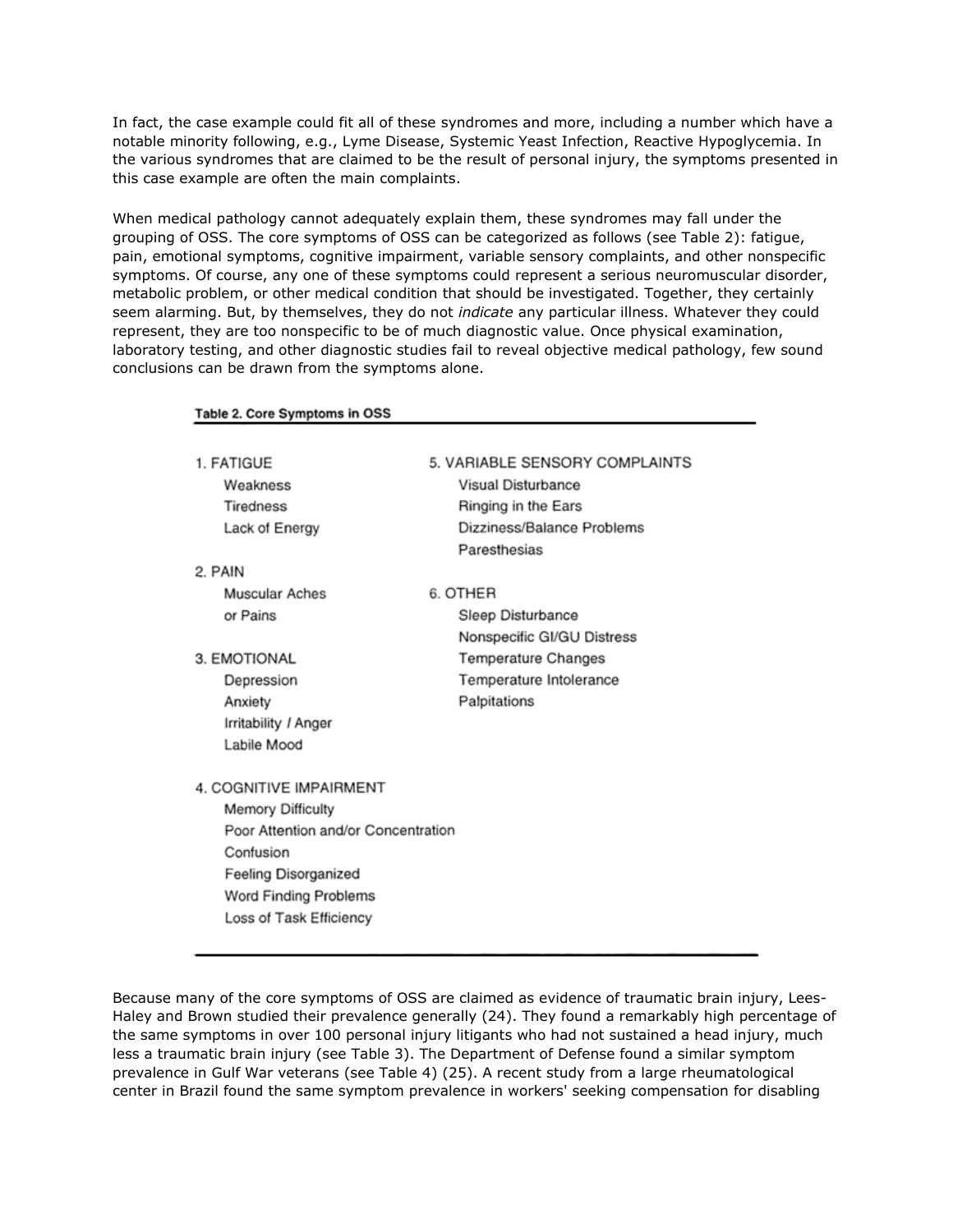In fact, the case example could fit all of these syndromes and more, including a number which have a notable minority following, e.g., Lyme Disease, Systemic Yeast Infection, Reactive Hypoglycemia. In the various syndromes that are claimed to be the result of personal injury, the symptoms presented in this case example are often the main complaints.

When medical pathology cannot adequately explain them, these syndromes may fall under the grouping of OSS. The core symptoms of OSS can be categorized as follows (see Table 2): fatigue, pain, emotional symptoms, cognitive impairment, variable sensory complaints, and other nonspecific symptoms. Of course, any one of these symptoms could represent a serious neuromuscular disorder, metabolic problem, or other medical condition that should be investigated. Together, they certainly seem alarming. But, by themselves, they do not *indicate* any particular illness. Whatever they could represent, they are too nonspecific to be of much diagnostic value. Once physical examination, laboratory testing, and other diagnostic studies fail to reveal objective medical pathology, few sound conclusions can be drawn from the symptoms alone.

**Table 2. Core Symptoms in OSS**

| | |
|---|---|
| 1. FATIGUE | 5. VARIABLE SENSORY COMPLAINTS |
| Weakness | Visual Disturbance |
| Tiredness | Ringing in the Ears |
| Lack of Energy | Dizziness/Balance Problems |
| | Paresthesias |
| 2. PAIN | |
| Muscular Aches or Pains | 6. OTHER |
| | Sleep Disturbance |
| | Nonspecific GI/GU Distress |
| 3. EMOTIONAL | Temperature Changes |
| Depression | Temperature Intolerance |
| Anxiety | Palpitations |
| Irritability / Anger | |
| Labile Mood | |
| 4. COGNITIVE IMPAIRMENT | |
| Memory Difficulty | |
| Poor Attention and/or Concentration | |
| Confusion | |
| Feeling Disorganized | |
| Word Finding Problems | |
| Loss of Task Efficiency | |

Because many of the core symptoms of OSS are claimed as evidence of traumatic brain injury, Lees-Haley and Brown studied their prevalence generally (24). They found a remarkably high percentage of the same symptoms in over 100 personal injury litigants who had not sustained a head injury, much less a traumatic brain injury (see Table 3). The Department of Defense found a similar symptom prevalence in Gulf War veterans (see Table 4) (25). A recent study from a large rheumatological center in Brazil found the same symptom prevalence in workers' seeking compensation for disabling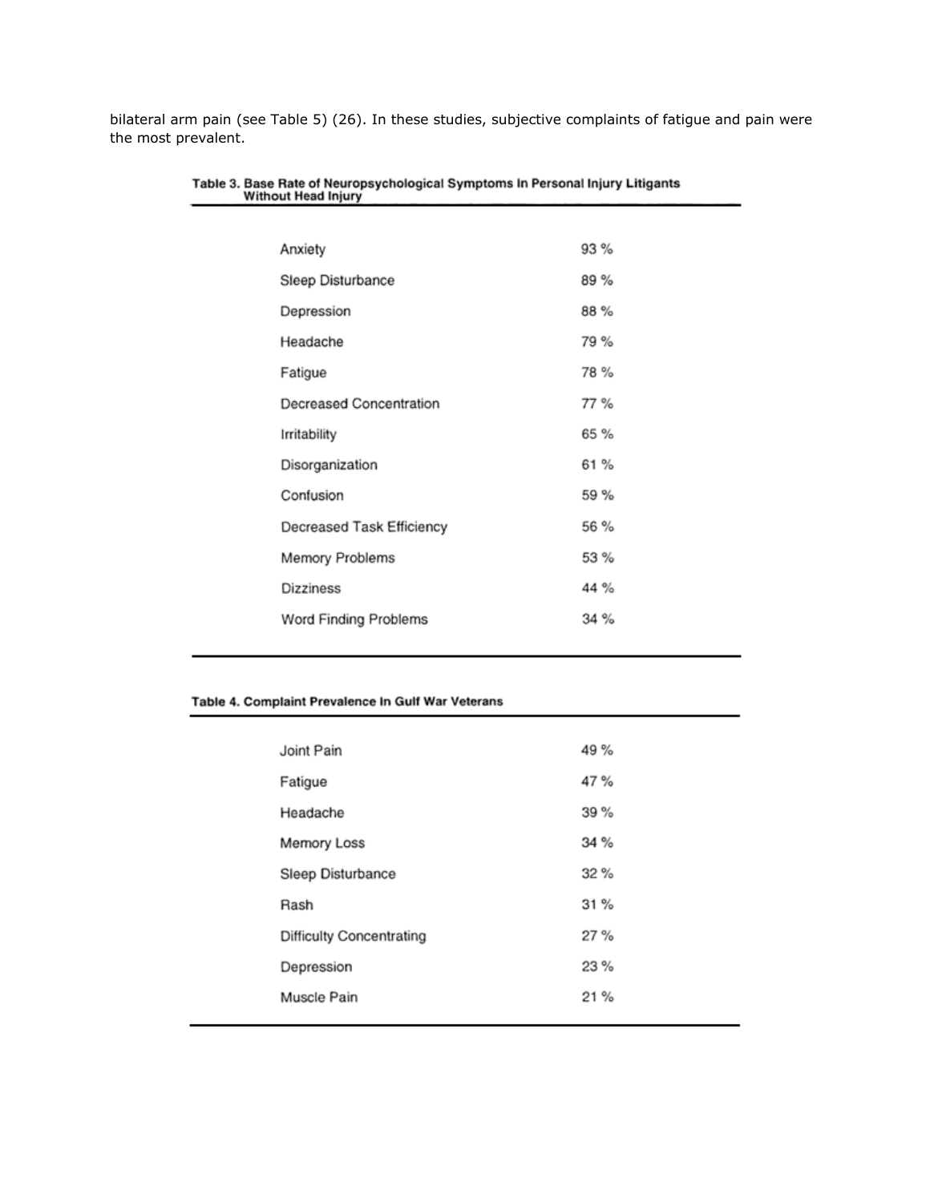bilateral arm pain (see Table 5) (26). In these studies, subjective complaints of fatigue and pain were the most prevalent.

**Table 3. Base Rate of Neuropsychological Symptoms In Personal Injury Litigants Without Head Injury**

| Symptom | % |
|---|---|
| Anxiety | 93 % |
| Sleep Disturbance | 89 % |
| Depression | 88 % |
| Headache | 79 % |
| Fatigue | 78 % |
| Decreased Concentration | 77 % |
| Irritability | 65 % |
| Disorganization | 61 % |
| Confusion | 59 % |
| Decreased Task Efficiency | 56 % |
| Memory Problems | 53 % |
| Dizziness | 44 % |
| Word Finding Problems | 34 % |

**Table 4. Complaint Prevalence In Gulf War Veterans**

| Complaint | % |
|---|---|
| Joint Pain | 49 % |
| Fatigue | 47 % |
| Headache | 39 % |
| Memory Loss | 34 % |
| Sleep Disturbance | 32 % |
| Rash | 31 % |
| Difficulty Concentrating | 27 % |
| Depression | 23 % |
| Muscle Pain | 21 % |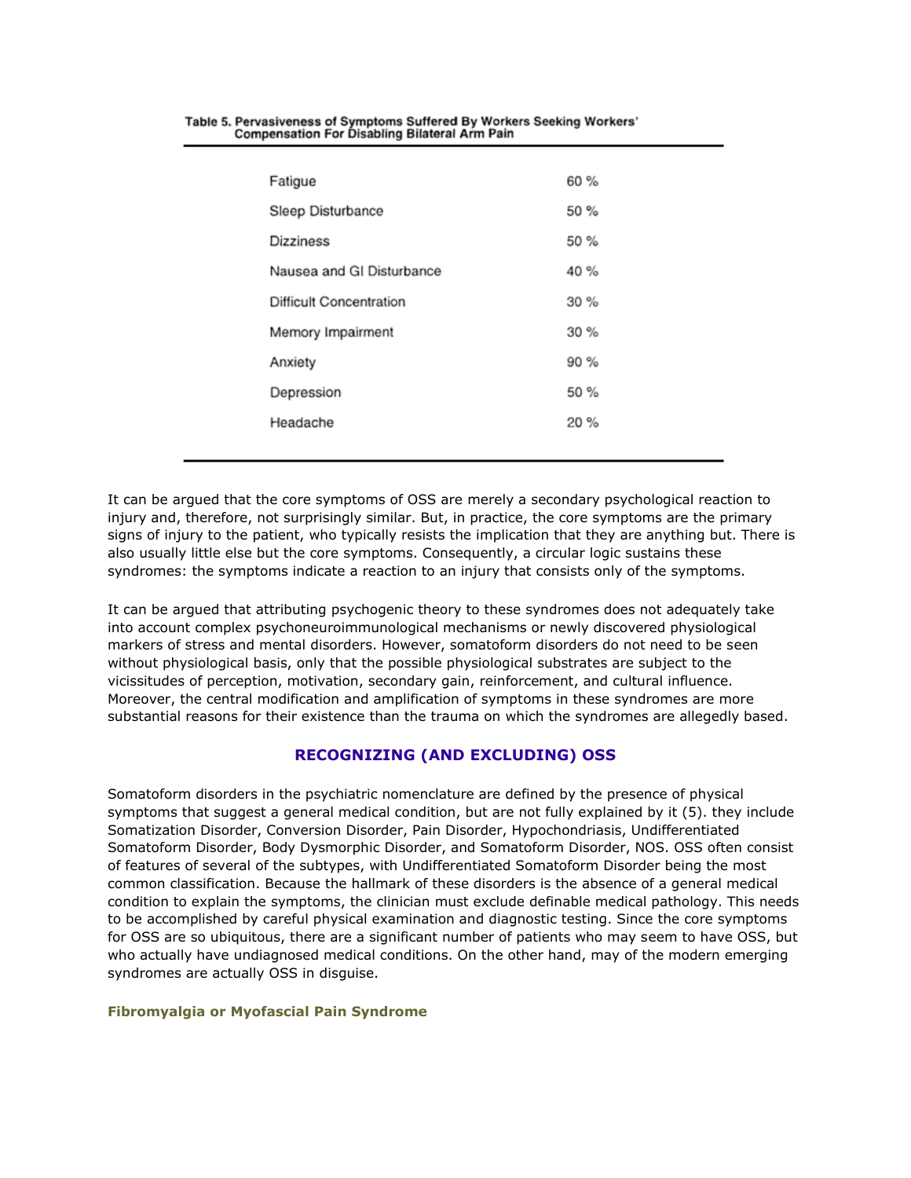Table 5. Pervasiveness of Symptoms Suffered By Workers Seeking Workers' Compensation For Disabling Bilateral Arm Pain

| Symptom | Percentage |
| --- | --- |
| Fatigue | 60 % |
| Sleep Disturbance | 50 % |
| Dizziness | 50 % |
| Nausea and GI Disturbance | 40 % |
| Difficult Concentration | 30 % |
| Memory Impairment | 30 % |
| Anxiety | 90 % |
| Depression | 50 % |
| Headache | 20 % |

It can be argued that the core symptoms of OSS are merely a secondary psychological reaction to injury and, therefore, not surprisingly similar. But, in practice, the core symptoms are the primary signs of injury to the patient, who typically resists the implication that they are anything but. There is also usually little else but the core symptoms. Consequently, a circular logic sustains these syndromes: the symptoms indicate a reaction to an injury that consists only of the symptoms.

It can be argued that attributing psychogenic theory to these syndromes does not adequately take into account complex psychoneuroimmunological mechanisms or newly discovered physiological markers of stress and mental disorders. However, somatoform disorders do not need to be seen without physiological basis, only that the possible physiological substrates are subject to the vicissitudes of perception, motivation, secondary gain, reinforcement, and cultural influence. Moreover, the central modification and amplification of symptoms in these syndromes are more substantial reasons for their existence than the trauma on which the syndromes are allegedly based.

## RECOGNIZING (AND EXCLUDING) OSS

Somatoform disorders in the psychiatric nomenclature are defined by the presence of physical symptoms that suggest a general medical condition, but are not fully explained by it (5). they include Somatization Disorder, Conversion Disorder, Pain Disorder, Hypochondriasis, Undifferentiated Somatoform Disorder, Body Dysmorphic Disorder, and Somatoform Disorder, NOS. OSS often consist of features of several of the subtypes, with Undifferentiated Somatoform Disorder being the most common classification. Because the hallmark of these disorders is the absence of a general medical condition to explain the symptoms, the clinician must exclude definable medical pathology. This needs to be accomplished by careful physical examination and diagnostic testing. Since the core symptoms for OSS are so ubiquitous, there are a significant number of patients who may seem to have OSS, but who actually have undiagnosed medical conditions. On the other hand, may of the modern emerging syndromes are actually OSS in disguise.

### Fibromyalgia or Myofascial Pain Syndrome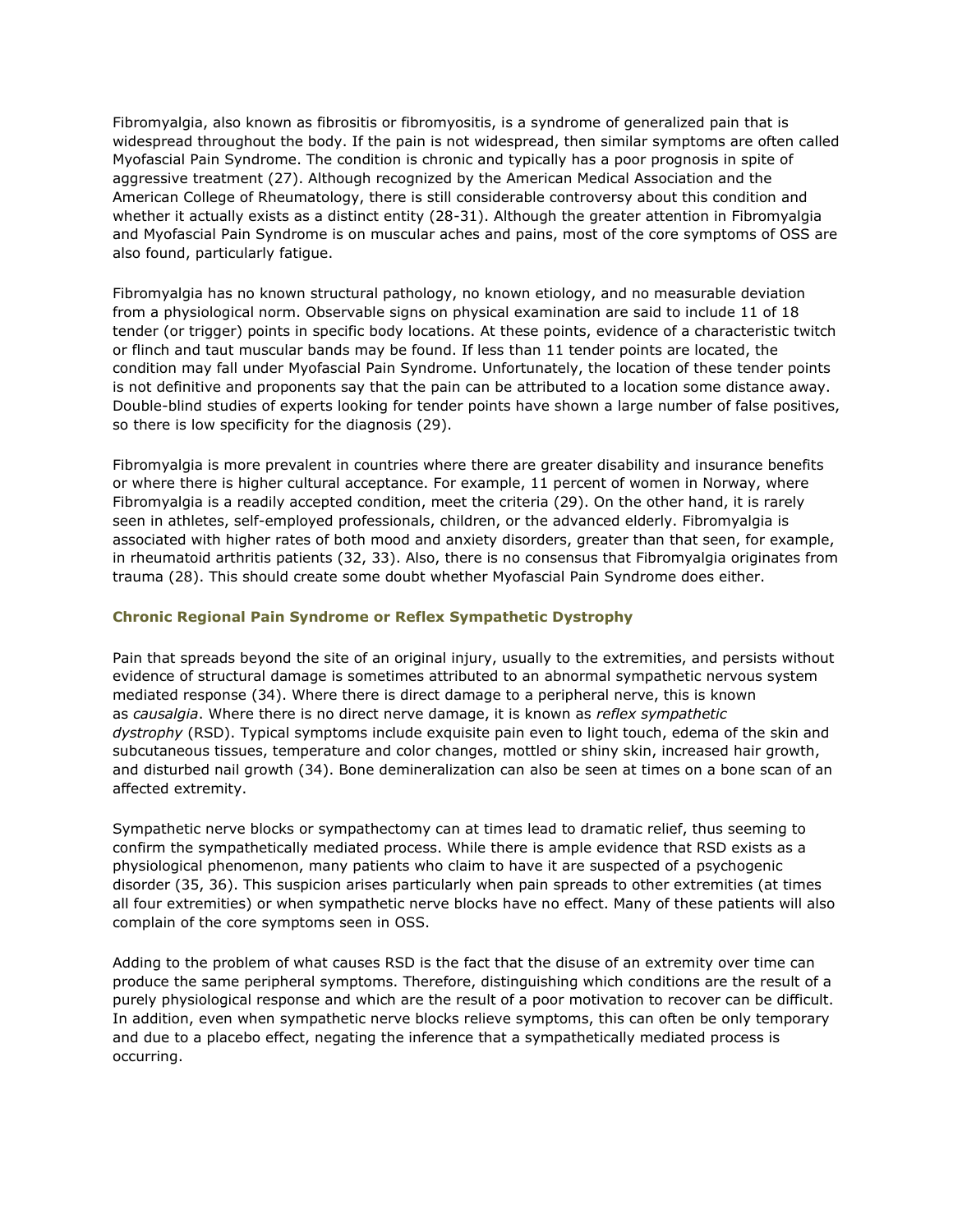Fibromyalgia, also known as fibrositis or fibromyositis, is a syndrome of generalized pain that is widespread throughout the body. If the pain is not widespread, then similar symptoms are often called Myofascial Pain Syndrome. The condition is chronic and typically has a poor prognosis in spite of aggressive treatment (27). Although recognized by the American Medical Association and the American College of Rheumatology, there is still considerable controversy about this condition and whether it actually exists as a distinct entity (28-31). Although the greater attention in Fibromyalgia and Myofascial Pain Syndrome is on muscular aches and pains, most of the core symptoms of OSS are also found, particularly fatigue.

Fibromyalgia has no known structural pathology, no known etiology, and no measurable deviation from a physiological norm. Observable signs on physical examination are said to include 11 of 18 tender (or trigger) points in specific body locations. At these points, evidence of a characteristic twitch or flinch and taut muscular bands may be found. If less than 11 tender points are located, the condition may fall under Myofascial Pain Syndrome. Unfortunately, the location of these tender points is not definitive and proponents say that the pain can be attributed to a location some distance away. Double-blind studies of experts looking for tender points have shown a large number of false positives, so there is low specificity for the diagnosis (29).

Fibromyalgia is more prevalent in countries where there are greater disability and insurance benefits or where there is higher cultural acceptance. For example, 11 percent of women in Norway, where Fibromyalgia is a readily accepted condition, meet the criteria (29). On the other hand, it is rarely seen in athletes, self-employed professionals, children, or the advanced elderly. Fibromyalgia is associated with higher rates of both mood and anxiety disorders, greater than that seen, for example, in rheumatoid arthritis patients (32, 33). Also, there is no consensus that Fibromyalgia originates from trauma (28). This should create some doubt whether Myofascial Pain Syndrome does either.

### Chronic Regional Pain Syndrome or Reflex Sympathetic Dystrophy

Pain that spreads beyond the site of an original injury, usually to the extremities, and persists without evidence of structural damage is sometimes attributed to an abnormal sympathetic nervous system mediated response (34). Where there is direct damage to a peripheral nerve, this is known as *causalgia*. Where there is no direct nerve damage, it is known as *reflex sympathetic dystrophy* (RSD). Typical symptoms include exquisite pain even to light touch, edema of the skin and subcutaneous tissues, temperature and color changes, mottled or shiny skin, increased hair growth, and disturbed nail growth (34). Bone demineralization can also be seen at times on a bone scan of an affected extremity.

Sympathetic nerve blocks or sympathectomy can at times lead to dramatic relief, thus seeming to confirm the sympathetically mediated process. While there is ample evidence that RSD exists as a physiological phenomenon, many patients who claim to have it are suspected of a psychogenic disorder (35, 36). This suspicion arises particularly when pain spreads to other extremities (at times all four extremities) or when sympathetic nerve blocks have no effect. Many of these patients will also complain of the core symptoms seen in OSS.

Adding to the problem of what causes RSD is the fact that the disuse of an extremity over time can produce the same peripheral symptoms. Therefore, distinguishing which conditions are the result of a purely physiological response and which are the result of a poor motivation to recover can be difficult. In addition, even when sympathetic nerve blocks relieve symptoms, this can often be only temporary and due to a placebo effect, negating the inference that a sympathetically mediated process is occurring.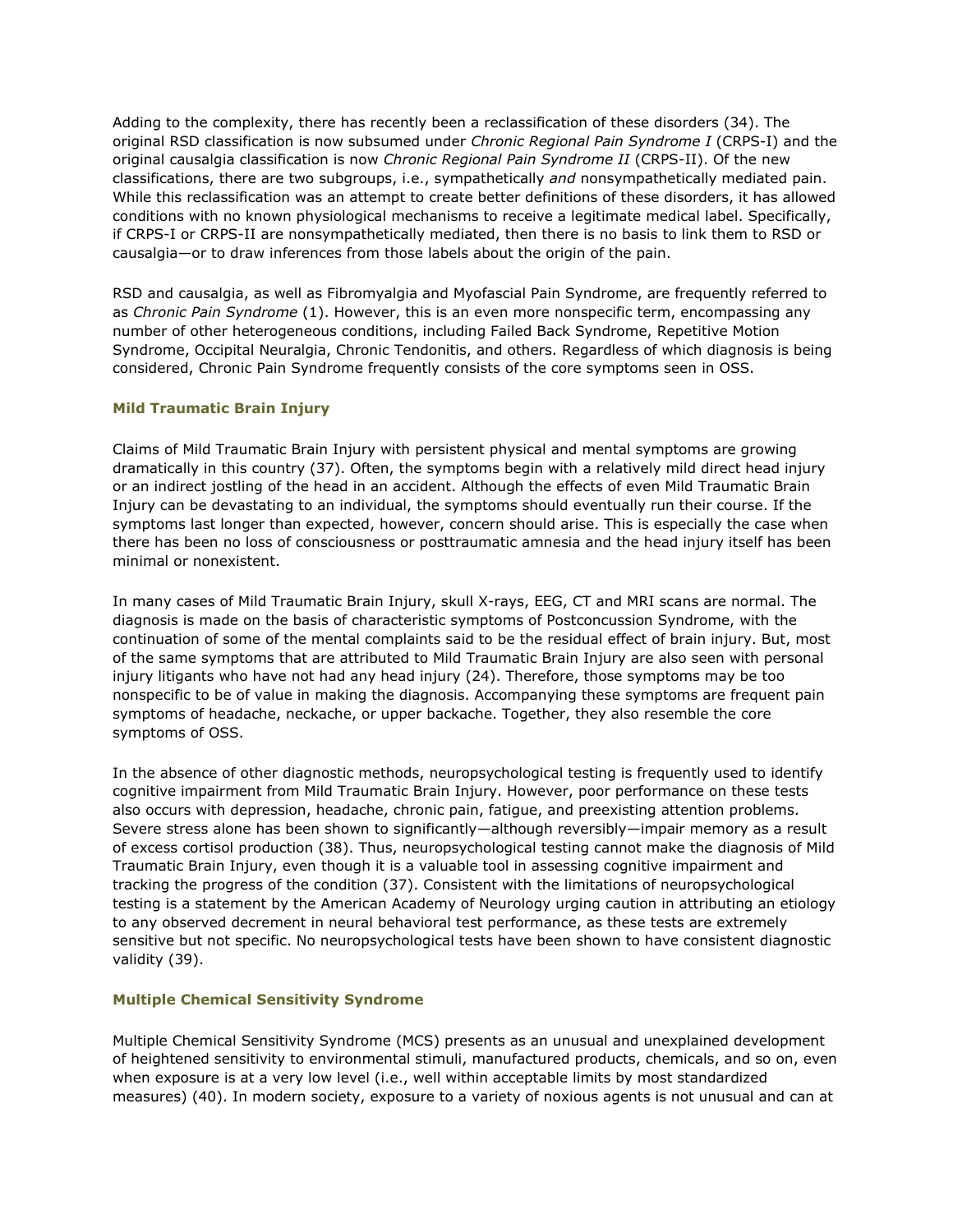Adding to the complexity, there has recently been a reclassification of these disorders (34). The original RSD classification is now subsumed under *Chronic Regional Pain Syndrome I* (CRPS-I) and the original causalgia classification is now *Chronic Regional Pain Syndrome II* (CRPS-II). Of the new classifications, there are two subgroups, i.e., sympathetically *and* nonsympathetically mediated pain. While this reclassification was an attempt to create better definitions of these disorders, it has allowed conditions with no known physiological mechanisms to receive a legitimate medical label. Specifically, if CRPS-I or CRPS-II are nonsympathetically mediated, then there is no basis to link them to RSD or causalgia—or to draw inferences from those labels about the origin of the pain.

RSD and causalgia, as well as Fibromyalgia and Myofascial Pain Syndrome, are frequently referred to as *Chronic Pain Syndrome* (1). However, this is an even more nonspecific term, encompassing any number of other heterogeneous conditions, including Failed Back Syndrome, Repetitive Motion Syndrome, Occipital Neuralgia, Chronic Tendonitis, and others. Regardless of which diagnosis is being considered, Chronic Pain Syndrome frequently consists of the core symptoms seen in OSS.

### Mild Traumatic Brain Injury

Claims of Mild Traumatic Brain Injury with persistent physical and mental symptoms are growing dramatically in this country (37). Often, the symptoms begin with a relatively mild direct head injury or an indirect jostling of the head in an accident. Although the effects of even Mild Traumatic Brain Injury can be devastating to an individual, the symptoms should eventually run their course. If the symptoms last longer than expected, however, concern should arise. This is especially the case when there has been no loss of consciousness or posttraumatic amnesia and the head injury itself has been minimal or nonexistent.

In many cases of Mild Traumatic Brain Injury, skull X-rays, EEG, CT and MRI scans are normal. The diagnosis is made on the basis of characteristic symptoms of Postconcussion Syndrome, with the continuation of some of the mental complaints said to be the residual effect of brain injury. But, most of the same symptoms that are attributed to Mild Traumatic Brain Injury are also seen with personal injury litigants who have not had any head injury (24). Therefore, those symptoms may be too nonspecific to be of value in making the diagnosis. Accompanying these symptoms are frequent pain symptoms of headache, neckache, or upper backache. Together, they also resemble the core symptoms of OSS.

In the absence of other diagnostic methods, neuropsychological testing is frequently used to identify cognitive impairment from Mild Traumatic Brain Injury. However, poor performance on these tests also occurs with depression, headache, chronic pain, fatigue, and preexisting attention problems. Severe stress alone has been shown to significantly—although reversibly—impair memory as a result of excess cortisol production (38). Thus, neuropsychological testing cannot make the diagnosis of Mild Traumatic Brain Injury, even though it is a valuable tool in assessing cognitive impairment and tracking the progress of the condition (37). Consistent with the limitations of neuropsychological testing is a statement by the American Academy of Neurology urging caution in attributing an etiology to any observed decrement in neural behavioral test performance, as these tests are extremely sensitive but not specific. No neuropsychological tests have been shown to have consistent diagnostic validity (39).

### Multiple Chemical Sensitivity Syndrome

Multiple Chemical Sensitivity Syndrome (MCS) presents as an unusual and unexplained development of heightened sensitivity to environmental stimuli, manufactured products, chemicals, and so on, even when exposure is at a very low level (i.e., well within acceptable limits by most standardized measures) (40). In modern society, exposure to a variety of noxious agents is not unusual and can at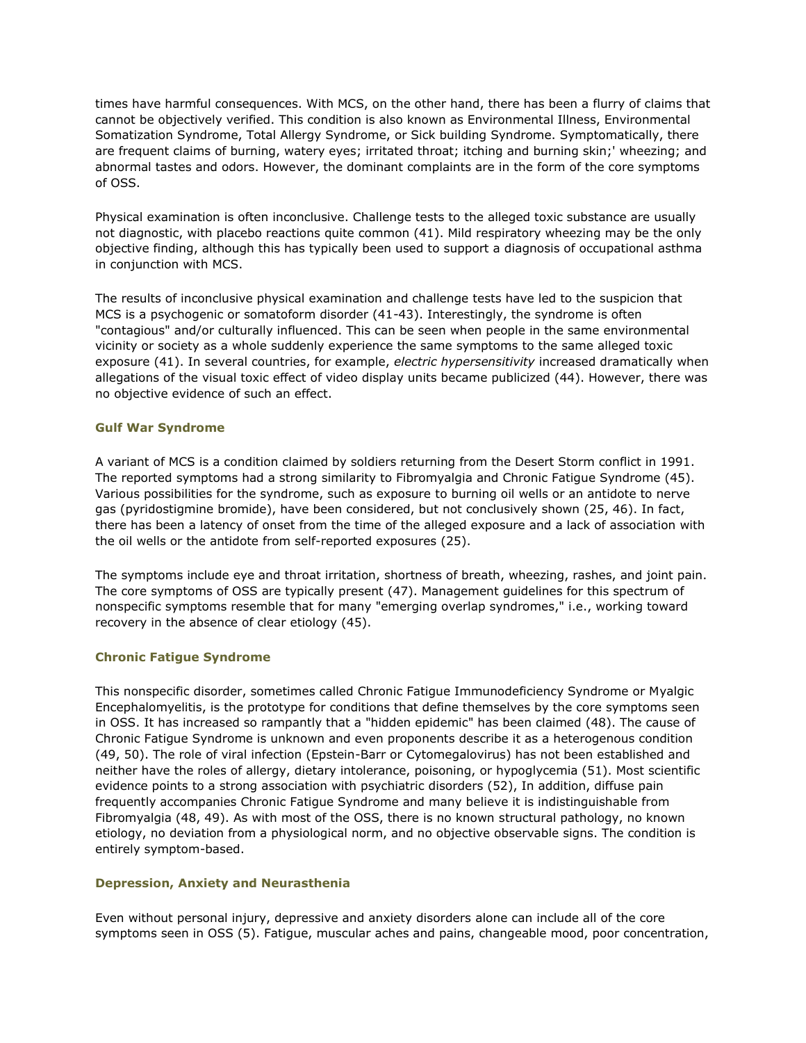times have harmful consequences. With MCS, on the other hand, there has been a flurry of claims that cannot be objectively verified. This condition is also known as Environmental Illness, Environmental Somatization Syndrome, Total Allergy Syndrome, or Sick building Syndrome. Symptomatically, there are frequent claims of burning, watery eyes; irritated throat; itching and burning skin;' wheezing; and abnormal tastes and odors. However, the dominant complaints are in the form of the core symptoms of OSS.

Physical examination is often inconclusive. Challenge tests to the alleged toxic substance are usually not diagnostic, with placebo reactions quite common (41). Mild respiratory wheezing may be the only objective finding, although this has typically been used to support a diagnosis of occupational asthma in conjunction with MCS.

The results of inconclusive physical examination and challenge tests have led to the suspicion that MCS is a psychogenic or somatoform disorder (41-43). Interestingly, the syndrome is often "contagious" and/or culturally influenced. This can be seen when people in the same environmental vicinity or society as a whole suddenly experience the same symptoms to the same alleged toxic exposure (41). In several countries, for example, *electric hypersensitivity* increased dramatically when allegations of the visual toxic effect of video display units became publicized (44). However, there was no objective evidence of such an effect.

### Gulf War Syndrome

A variant of MCS is a condition claimed by soldiers returning from the Desert Storm conflict in 1991. The reported symptoms had a strong similarity to Fibromyalgia and Chronic Fatigue Syndrome (45). Various possibilities for the syndrome, such as exposure to burning oil wells or an antidote to nerve gas (pyridostigmine bromide), have been considered, but not conclusively shown (25, 46). In fact, there has been a latency of onset from the time of the alleged exposure and a lack of association with the oil wells or the antidote from self-reported exposures (25).

The symptoms include eye and throat irritation, shortness of breath, wheezing, rashes, and joint pain. The core symptoms of OSS are typically present (47). Management guidelines for this spectrum of nonspecific symptoms resemble that for many "emerging overlap syndromes," i.e., working toward recovery in the absence of clear etiology (45).

### Chronic Fatigue Syndrome

This nonspecific disorder, sometimes called Chronic Fatigue Immunodeficiency Syndrome or Myalgic Encephalomyelitis, is the prototype for conditions that define themselves by the core symptoms seen in OSS. It has increased so rampantly that a "hidden epidemic" has been claimed (48). The cause of Chronic Fatigue Syndrome is unknown and even proponents describe it as a heterogenous condition (49, 50). The role of viral infection (Epstein-Barr or Cytomegalovirus) has not been established and neither have the roles of allergy, dietary intolerance, poisoning, or hypoglycemia (51). Most scientific evidence points to a strong association with psychiatric disorders (52), In addition, diffuse pain frequently accompanies Chronic Fatigue Syndrome and many believe it is indistinguishable from Fibromyalgia (48, 49). As with most of the OSS, there is no known structural pathology, no known etiology, no deviation from a physiological norm, and no objective observable signs. The condition is entirely symptom-based.

### Depression, Anxiety and Neurasthenia

Even without personal injury, depressive and anxiety disorders alone can include all of the core symptoms seen in OSS (5). Fatigue, muscular aches and pains, changeable mood, poor concentration,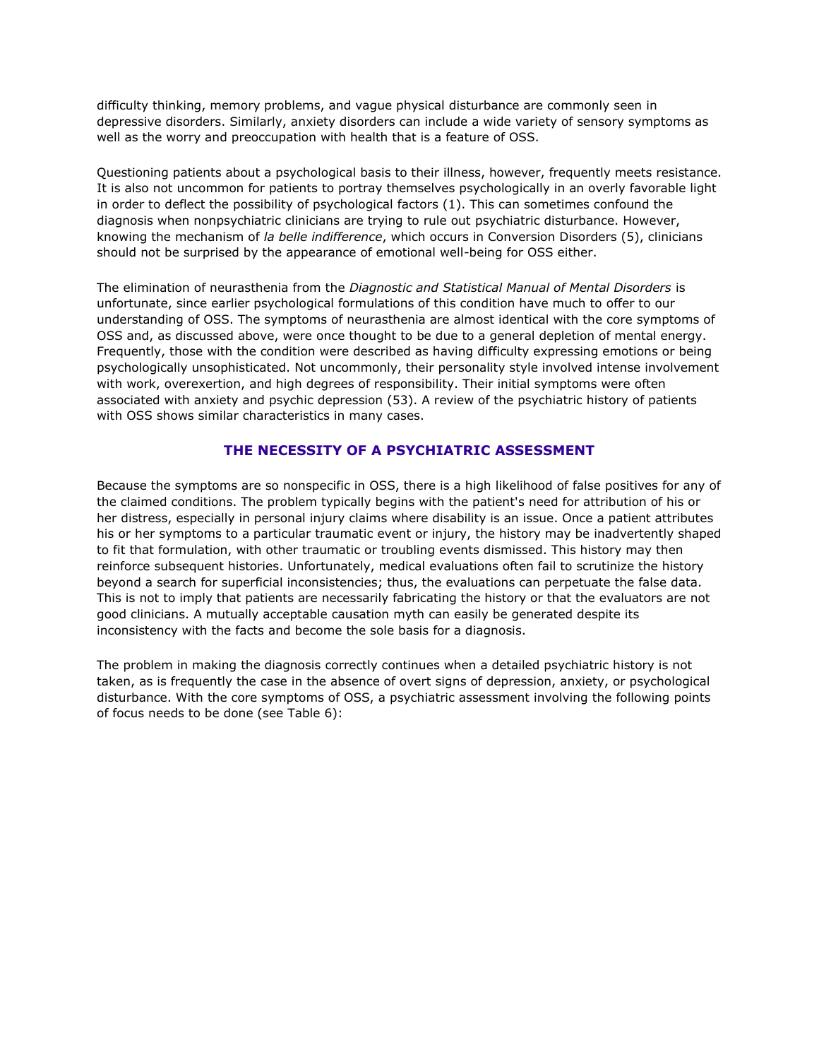difficulty thinking, memory problems, and vague physical disturbance are commonly seen in depressive disorders. Similarly, anxiety disorders can include a wide variety of sensory symptoms as well as the worry and preoccupation with health that is a feature of OSS.

Questioning patients about a psychological basis to their illness, however, frequently meets resistance. It is also not uncommon for patients to portray themselves psychologically in an overly favorable light in order to deflect the possibility of psychological factors (1). This can sometimes confound the diagnosis when nonpsychiatric clinicians are trying to rule out psychiatric disturbance. However, knowing the mechanism of *la belle indifference*, which occurs in Conversion Disorders (5), clinicians should not be surprised by the appearance of emotional well-being for OSS either.

The elimination of neurasthenia from the *Diagnostic and Statistical Manual of Mental Disorders* is unfortunate, since earlier psychological formulations of this condition have much to offer to our understanding of OSS. The symptoms of neurasthenia are almost identical with the core symptoms of OSS and, as discussed above, were once thought to be due to a general depletion of mental energy. Frequently, those with the condition were described as having difficulty expressing emotions or being psychologically unsophisticated. Not uncommonly, their personality style involved intense involvement with work, overexertion, and high degrees of responsibility. Their initial symptoms were often associated with anxiety and psychic depression (53). A review of the psychiatric history of patients with OSS shows similar characteristics in many cases.

## THE NECESSITY OF A PSYCHIATRIC ASSESSMENT

Because the symptoms are so nonspecific in OSS, there is a high likelihood of false positives for any of the claimed conditions. The problem typically begins with the patient's need for attribution of his or her distress, especially in personal injury claims where disability is an issue. Once a patient attributes his or her symptoms to a particular traumatic event or injury, the history may be inadvertently shaped to fit that formulation, with other traumatic or troubling events dismissed. This history may then reinforce subsequent histories. Unfortunately, medical evaluations often fail to scrutinize the history beyond a search for superficial inconsistencies; thus, the evaluations can perpetuate the false data. This is not to imply that patients are necessarily fabricating the history or that the evaluators are not good clinicians. A mutually acceptable causation myth can easily be generated despite its inconsistency with the facts and become the sole basis for a diagnosis.

The problem in making the diagnosis correctly continues when a detailed psychiatric history is not taken, as is frequently the case in the absence of overt signs of depression, anxiety, or psychological disturbance. With the core symptoms of OSS, a psychiatric assessment involving the following points of focus needs to be done (see Table 6):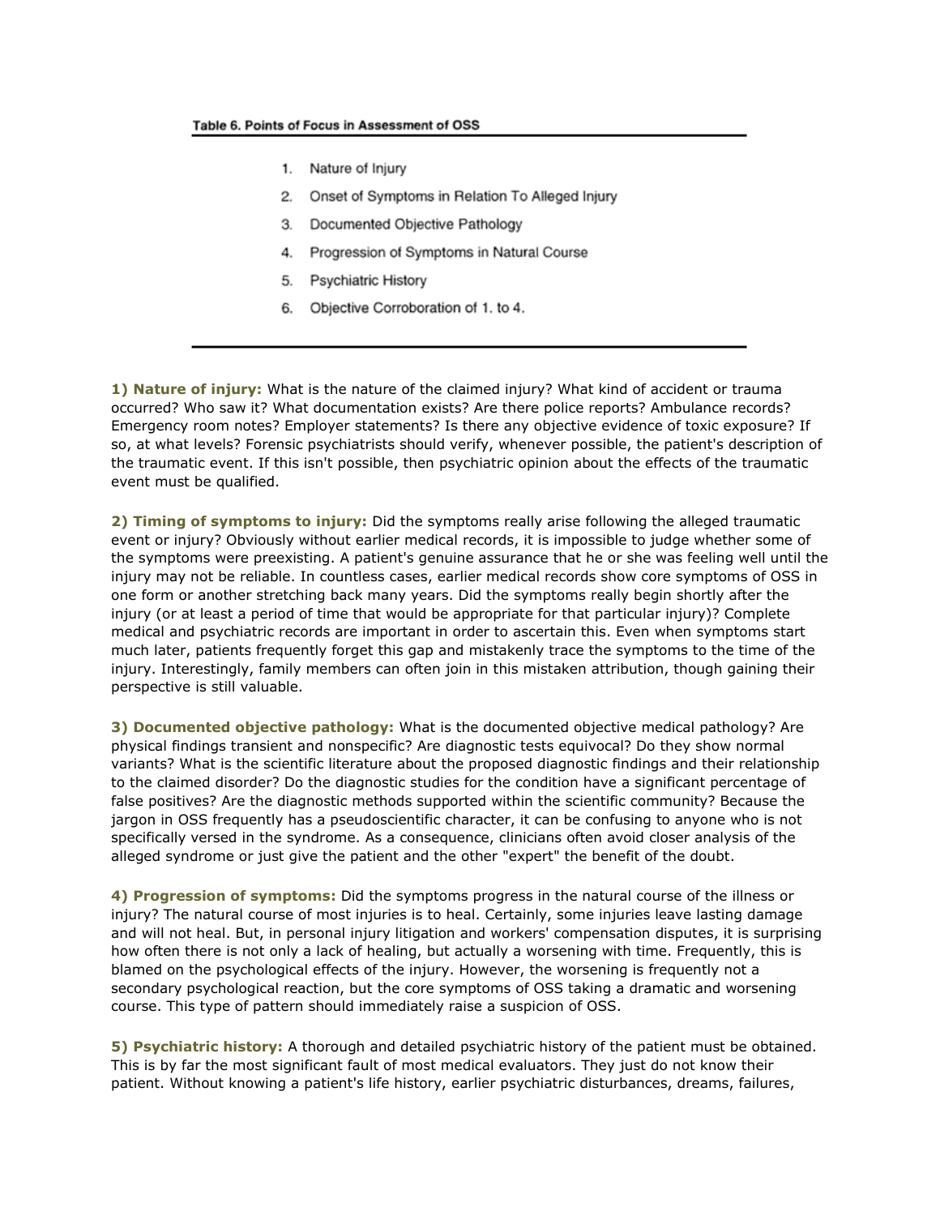**Table 6. Points of Focus in Assessment of OSS**

1. Nature of Injury
2. Onset of Symptoms in Relation To Alleged Injury
3. Documented Objective Pathology
4. Progression of Symptoms in Natural Course
5. Psychiatric History
6. Objective Corroboration of 1. to 4.

**1) Nature of injury:** What is the nature of the claimed injury? What kind of accident or trauma occurred? Who saw it? What documentation exists? Are there police reports? Ambulance records? Emergency room notes? Employer statements? Is there any objective evidence of toxic exposure? If so, at what levels? Forensic psychiatrists should verify, whenever possible, the patient's description of the traumatic event. If this isn't possible, then psychiatric opinion about the effects of the traumatic event must be qualified.

**2) Timing of symptoms to injury:** Did the symptoms really arise following the alleged traumatic event or injury? Obviously without earlier medical records, it is impossible to judge whether some of the symptoms were preexisting. A patient's genuine assurance that he or she was feeling well until the injury may not be reliable. In countless cases, earlier medical records show core symptoms of OSS in one form or another stretching back many years. Did the symptoms really begin shortly after the injury (or at least a period of time that would be appropriate for that particular injury)? Complete medical and psychiatric records are important in order to ascertain this. Even when symptoms start much later, patients frequently forget this gap and mistakenly trace the symptoms to the time of the injury. Interestingly, family members can often join in this mistaken attribution, though gaining their perspective is still valuable.

**3) Documented objective pathology:** What is the documented objective medical pathology? Are physical findings transient and nonspecific? Are diagnostic tests equivocal? Do they show normal variants? What is the scientific literature about the proposed diagnostic findings and their relationship to the claimed disorder? Do the diagnostic studies for the condition have a significant percentage of false positives? Are the diagnostic methods supported within the scientific community? Because the jargon in OSS frequently has a pseudoscientific character, it can be confusing to anyone who is not specifically versed in the syndrome. As a consequence, clinicians often avoid closer analysis of the alleged syndrome or just give the patient and the other "expert" the benefit of the doubt.

**4) Progression of symptoms:** Did the symptoms progress in the natural course of the illness or injury? The natural course of most injuries is to heal. Certainly, some injuries leave lasting damage and will not heal. But, in personal injury litigation and workers' compensation disputes, it is surprising how often there is not only a lack of healing, but actually a worsening with time. Frequently, this is blamed on the psychological effects of the injury. However, the worsening is frequently not a secondary psychological reaction, but the core symptoms of OSS taking a dramatic and worsening course. This type of pattern should immediately raise a suspicion of OSS.

**5) Psychiatric history:** A thorough and detailed psychiatric history of the patient must be obtained. This is by far the most significant fault of most medical evaluators. They just do not know their patient. Without knowing a patient's life history, earlier psychiatric disturbances, dreams, failures,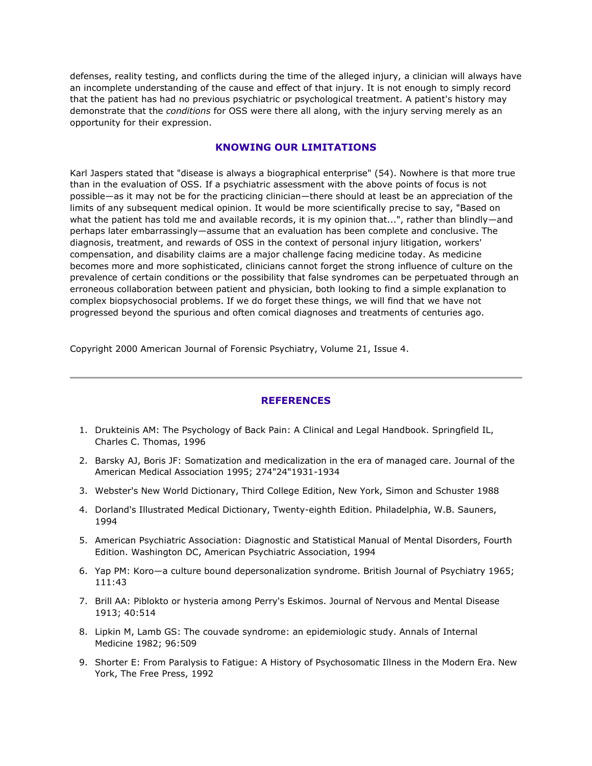defenses, reality testing, and conflicts during the time of the alleged injury, a clinician will always have an incomplete understanding of the cause and effect of that injury. It is not enough to simply record that the patient has had no previous psychiatric or psychological treatment. A patient's history may demonstrate that the *conditions* for OSS were there all along, with the injury serving merely as an opportunity for their expression.

## KNOWING OUR LIMITATIONS

Karl Jaspers stated that "disease is always a biographical enterprise" (54). Nowhere is that more true than in the evaluation of OSS. If a psychiatric assessment with the above points of focus is not possible—as it may not be for the practicing clinician—there should at least be an appreciation of the limits of any subsequent medical opinion. It would be more scientifically precise to say, "Based on what the patient has told me and available records, it is my opinion that...", rather than blindly—and perhaps later embarrassingly—assume that an evaluation has been complete and conclusive. The diagnosis, treatment, and rewards of OSS in the context of personal injury litigation, workers' compensation, and disability claims are a major challenge facing medicine today. As medicine becomes more and more sophisticated, clinicians cannot forget the strong influence of culture on the prevalence of certain conditions or the possibility that false syndromes can be perpetuated through an erroneous collaboration between patient and physician, both looking to find a simple explanation to complex biopsychosocial problems. If we do forget these things, we will find that we have not progressed beyond the spurious and often comical diagnoses and treatments of centuries ago.

Copyright 2000 American Journal of Forensic Psychiatry, Volume 21, Issue 4.

---

## REFERENCES

1. Drukteinis AM: The Psychology of Back Pain: A Clinical and Legal Handbook. Springfield IL, Charles C. Thomas, 1996
2. Barsky AJ, Boris JF: Somatization and medicalization in the era of managed care. Journal of the American Medical Association 1995; 274"24"1931-1934
3. Webster's New World Dictionary, Third College Edition, New York, Simon and Schuster 1988
4. Dorland's Illustrated Medical Dictionary, Twenty-eighth Edition. Philadelphia, W.B. Sauners, 1994
5. American Psychiatric Association: Diagnostic and Statistical Manual of Mental Disorders, Fourth Edition. Washington DC, American Psychiatric Association, 1994
6. Yap PM: Koro—a culture bound depersonalization syndrome. British Journal of Psychiatry 1965; 111:43
7. Brill AA: Piblokto or hysteria among Perry's Eskimos. Journal of Nervous and Mental Disease 1913; 40:514
8. Lipkin M, Lamb GS: The couvade syndrome: an epidemiologic study. Annals of Internal Medicine 1982; 96:509
9. Shorter E: From Paralysis to Fatigue: A History of Psychosomatic Illness in the Modern Era. New York, The Free Press, 1992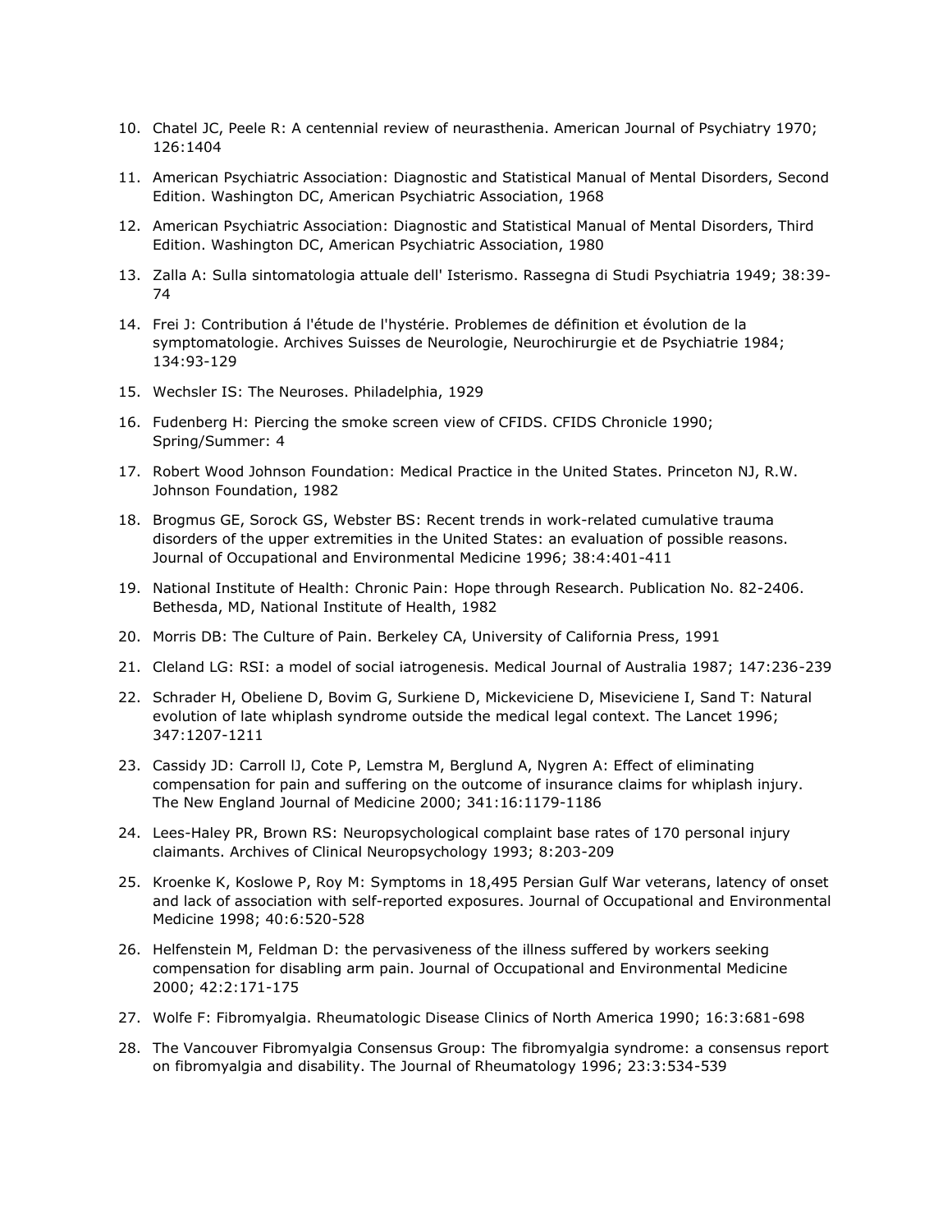10. Chatel JC, Peele R: A centennial review of neurasthenia. American Journal of Psychiatry 1970; 126:1404
11. American Psychiatric Association: Diagnostic and Statistical Manual of Mental Disorders, Second Edition. Washington DC, American Psychiatric Association, 1968
12. American Psychiatric Association: Diagnostic and Statistical Manual of Mental Disorders, Third Edition. Washington DC, American Psychiatric Association, 1980
13. Zalla A: Sulla sintomatologia attuale dell' Isterismo. Rassegna di Studi Psychiatria 1949; 38:39-74
14. Frei J: Contribution á l'étude de l'hystérie. Problemes de définition et évolution de la symptomatologie. Archives Suisses de Neurologie, Neurochirurgie et de Psychiatrie 1984; 134:93-129
15. Wechsler IS: The Neuroses. Philadelphia, 1929
16. Fudenberg H: Piercing the smoke screen view of CFIDS. CFIDS Chronicle 1990; Spring/Summer: 4
17. Robert Wood Johnson Foundation: Medical Practice in the United States. Princeton NJ, R.W. Johnson Foundation, 1982
18. Brogmus GE, Sorock GS, Webster BS: Recent trends in work-related cumulative trauma disorders of the upper extremities in the United States: an evaluation of possible reasons. Journal of Occupational and Environmental Medicine 1996; 38:4:401-411
19. National Institute of Health: Chronic Pain: Hope through Research. Publication No. 82-2406. Bethesda, MD, National Institute of Health, 1982
20. Morris DB: The Culture of Pain. Berkeley CA, University of California Press, 1991
21. Cleland LG: RSI: a model of social iatrogenesis. Medical Journal of Australia 1987; 147:236-239
22. Schrader H, Obeliene D, Bovim G, Surkiene D, Mickeviciene D, Miseviciene I, Sand T: Natural evolution of late whiplash syndrome outside the medical legal context. The Lancet 1996; 347:1207-1211
23. Cassidy JD: Carroll lJ, Cote P, Lemstra M, Berglund A, Nygren A: Effect of eliminating compensation for pain and suffering on the outcome of insurance claims for whiplash injury. The New England Journal of Medicine 2000; 341:16:1179-1186
24. Lees-Haley PR, Brown RS: Neuropsychological complaint base rates of 170 personal injury claimants. Archives of Clinical Neuropsychology 1993; 8:203-209
25. Kroenke K, Koslowe P, Roy M: Symptoms in 18,495 Persian Gulf War veterans, latency of onset and lack of association with self-reported exposures. Journal of Occupational and Environmental Medicine 1998; 40:6:520-528
26. Helfenstein M, Feldman D: the pervasiveness of the illness suffered by workers seeking compensation for disabling arm pain. Journal of Occupational and Environmental Medicine 2000; 42:2:171-175
27. Wolfe F: Fibromyalgia. Rheumatologic Disease Clinics of North America 1990; 16:3:681-698
28. The Vancouver Fibromyalgia Consensus Group: The fibromyalgia syndrome: a consensus report on fibromyalgia and disability. The Journal of Rheumatology 1996; 23:3:534-539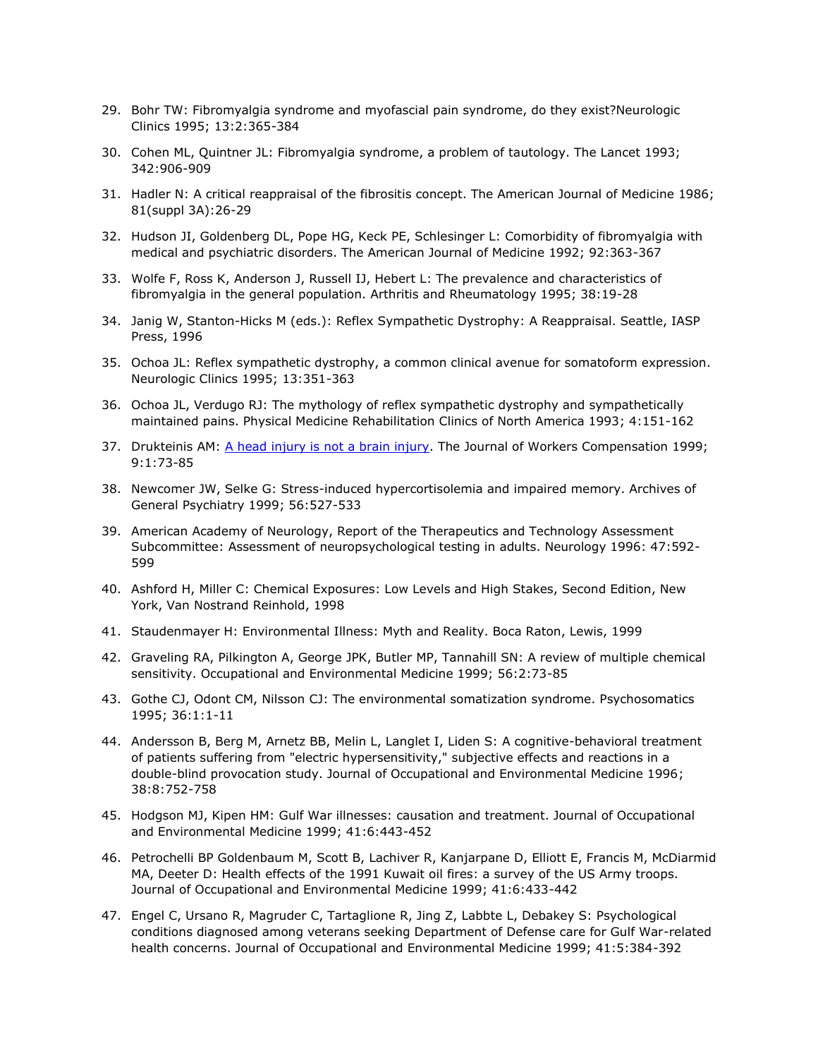29. Bohr TW: Fibromyalgia syndrome and myofascial pain syndrome, do they exist?Neurologic Clinics 1995; 13:2:365-384
30. Cohen ML, Quintner JL: Fibromyalgia syndrome, a problem of tautology. The Lancet 1993; 342:906-909
31. Hadler N: A critical reappraisal of the fibrositis concept. The American Journal of Medicine 1986; 81(suppl 3A):26-29
32. Hudson JI, Goldenberg DL, Pope HG, Keck PE, Schlesinger L: Comorbidity of fibromyalgia with medical and psychiatric disorders. The American Journal of Medicine 1992; 92:363-367
33. Wolfe F, Ross K, Anderson J, Russell IJ, Hebert L: The prevalence and characteristics of fibromyalgia in the general population. Arthritis and Rheumatology 1995; 38:19-28
34. Janig W, Stanton-Hicks M (eds.): Reflex Sympathetic Dystrophy: A Reappraisal. Seattle, IASP Press, 1996
35. Ochoa JL: Reflex sympathetic dystrophy, a common clinical avenue for somatoform expression. Neurologic Clinics 1995; 13:351-363
36. Ochoa JL, Verdugo RJ: The mythology of reflex sympathetic dystrophy and sympathetically maintained pains. Physical Medicine Rehabilitation Clinics of North America 1993; 4:151-162
37. Drukteinis AM: A head injury is not a brain injury. The Journal of Workers Compensation 1999; 9:1:73-85
38. Newcomer JW, Selke G: Stress-induced hypercortisolemia and impaired memory. Archives of General Psychiatry 1999; 56:527-533
39. American Academy of Neurology, Report of the Therapeutics and Technology Assessment Subcommittee: Assessment of neuropsychological testing in adults. Neurology 1996: 47:592-599
40. Ashford H, Miller C: Chemical Exposures: Low Levels and High Stakes, Second Edition, New York, Van Nostrand Reinhold, 1998
41. Staudenmayer H: Environmental Illness: Myth and Reality. Boca Raton, Lewis, 1999
42. Graveling RA, Pilkington A, George JPK, Butler MP, Tannahill SN: A review of multiple chemical sensitivity. Occupational and Environmental Medicine 1999; 56:2:73-85
43. Gothe CJ, Odont CM, Nilsson CJ: The environmental somatization syndrome. Psychosomatics 1995; 36:1:1-11
44. Andersson B, Berg M, Arnetz BB, Melin L, Langlet I, Liden S: A cognitive-behavioral treatment of patients suffering from "electric hypersensitivity," subjective effects and reactions in a double-blind provocation study. Journal of Occupational and Environmental Medicine 1996; 38:8:752-758
45. Hodgson MJ, Kipen HM: Gulf War illnesses: causation and treatment. Journal of Occupational and Environmental Medicine 1999; 41:6:443-452
46. Petrochelli BP Goldenbaum M, Scott B, Lachiver R, Kanjarpane D, Elliott E, Francis M, McDiarmid MA, Deeter D: Health effects of the 1991 Kuwait oil fires: a survey of the US Army troops. Journal of Occupational and Environmental Medicine 1999; 41:6:433-442
47. Engel C, Ursano R, Magruder C, Tartaglione R, Jing Z, Labbte L, Debakey S: Psychological conditions diagnosed among veterans seeking Department of Defense care for Gulf War-related health concerns. Journal of Occupational and Environmental Medicine 1999; 41:5:384-392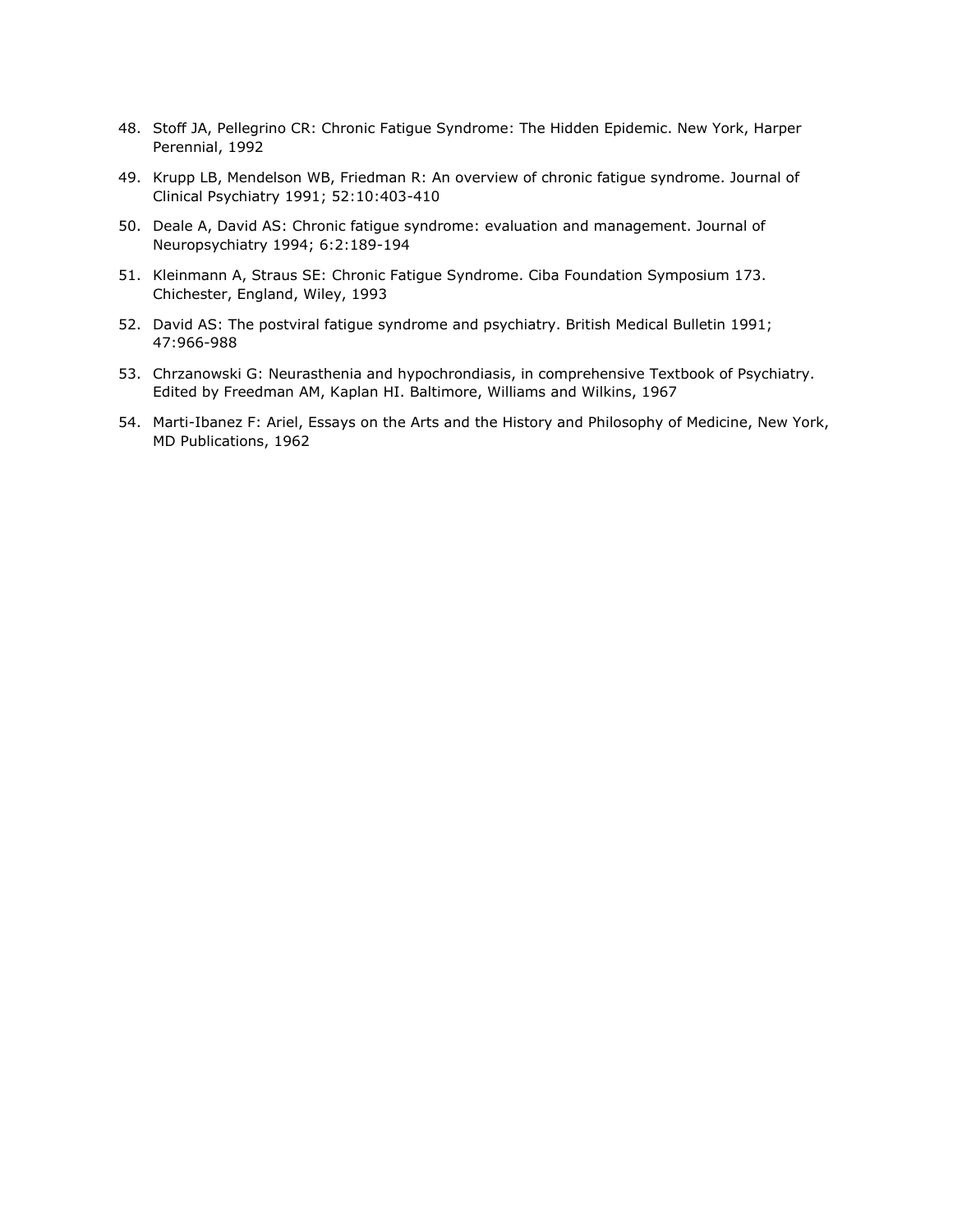48. Stoff JA, Pellegrino CR: Chronic Fatigue Syndrome: The Hidden Epidemic. New York, Harper Perennial, 1992
49. Krupp LB, Mendelson WB, Friedman R: An overview of chronic fatigue syndrome. Journal of Clinical Psychiatry 1991; 52:10:403-410
50. Deale A, David AS: Chronic fatigue syndrome: evaluation and management. Journal of Neuropsychiatry 1994; 6:2:189-194
51. Kleinmann A, Straus SE: Chronic Fatigue Syndrome. Ciba Foundation Symposium 173. Chichester, England, Wiley, 1993
52. David AS: The postviral fatigue syndrome and psychiatry. British Medical Bulletin 1991; 47:966-988
53. Chrzanowski G: Neurasthenia and hypochrondiasis, in comprehensive Textbook of Psychiatry. Edited by Freedman AM, Kaplan HI. Baltimore, Williams and Wilkins, 1967
54. Marti-Ibanez F: Ariel, Essays on the Arts and the History and Philosophy of Medicine, New York, MD Publications, 1962